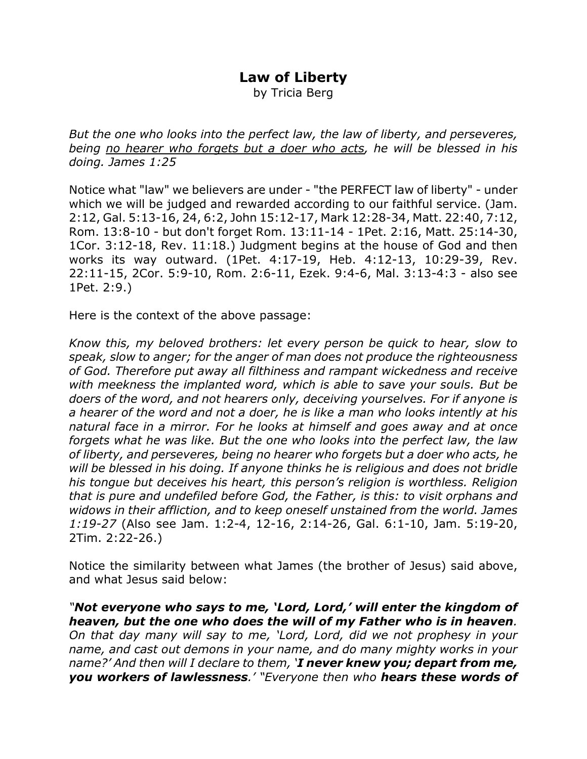# Law of Liberty

by Tricia Berg

*But the one who looks into the perfect law, the law of liberty, and perseveres, being <u>no hearer who forgets but a doer who acts</u>, he will be blessed in his doing. James 1:25*

Notice what "law" we believers are under - "the PERFECT law of liberty" - under which we will be judged and rewarded according to our faithful service. (Jam. 2:12, Gal. 5:13-16, 24, 6:2, John 15:12-17, Mark 12:28-34, Matt. 22:40, 7:12, Rom. 13:8-10 - but don't forget Rom. 13:11-14 - 1Pet. 2:16, Matt. 25:14-30, 1Cor. 3:12-18, Rev. 11:18.) Judgment begins at the house of God and then works its way outward. (1Pet. 4:17-19, Heb. 4:12-13, 10:29-39, Rev. 22:11-15, 2Cor. 5:9-10, Rom. 2:6-11, Ezek. 9:4-6, Mal. 3:13-4:3 - also see 1Pet. 2:9.)

Here is the context of the above passage:

*Know this, my beloved brothers: let every person be quick to hear, slow to speak, slow to anger; for the anger of man does not produce the righteousness of God. Therefore put away all filthiness and rampant wickedness and receive with meekness the implanted word, which is able to save your souls. But be doers of the word, and not hearers only, deceiving yourselves. For if anyone is a hearer of the word and not a doer, he is like a man who looks intently at his natural face in a mirror. For he looks at himself and goes away and at once forgets what he was like. But the one who looks into the perfect law, the law of liberty, and perseveres, being no hearer who forgets but a doer who acts, he will be blessed in his doing. If anyone thinks he is religious and does not bridle his tongue but deceives his heart, this person's religion is worthless. Religion that is pure and undefiled before God, the Father, is this: to visit orphans and widows in their affliction, and to keep oneself unstained from the world. James 1:19-27* (Also see Jam. 1:2-4, 12-16, 2:14-26, Gal. 6:1-10, Jam. 5:19-20, 2Tim. 2:22-26.)

Notice the similarity between what James (the brother of Jesus) said above, and what Jesus said below:

*"**Not everyone who says to me, 'Lord, Lord,' will enter the kingdom of heaven, but the one who does the will of my Father who is in heaven**. On that day many will say to me, 'Lord, Lord, did we not prophesy in your name, and cast out demons in your name, and do many mighty works in your name?' And then will I declare to them, '**I never knew you; depart from me, you workers of lawlessness**.' "Everyone then who **hears these words of***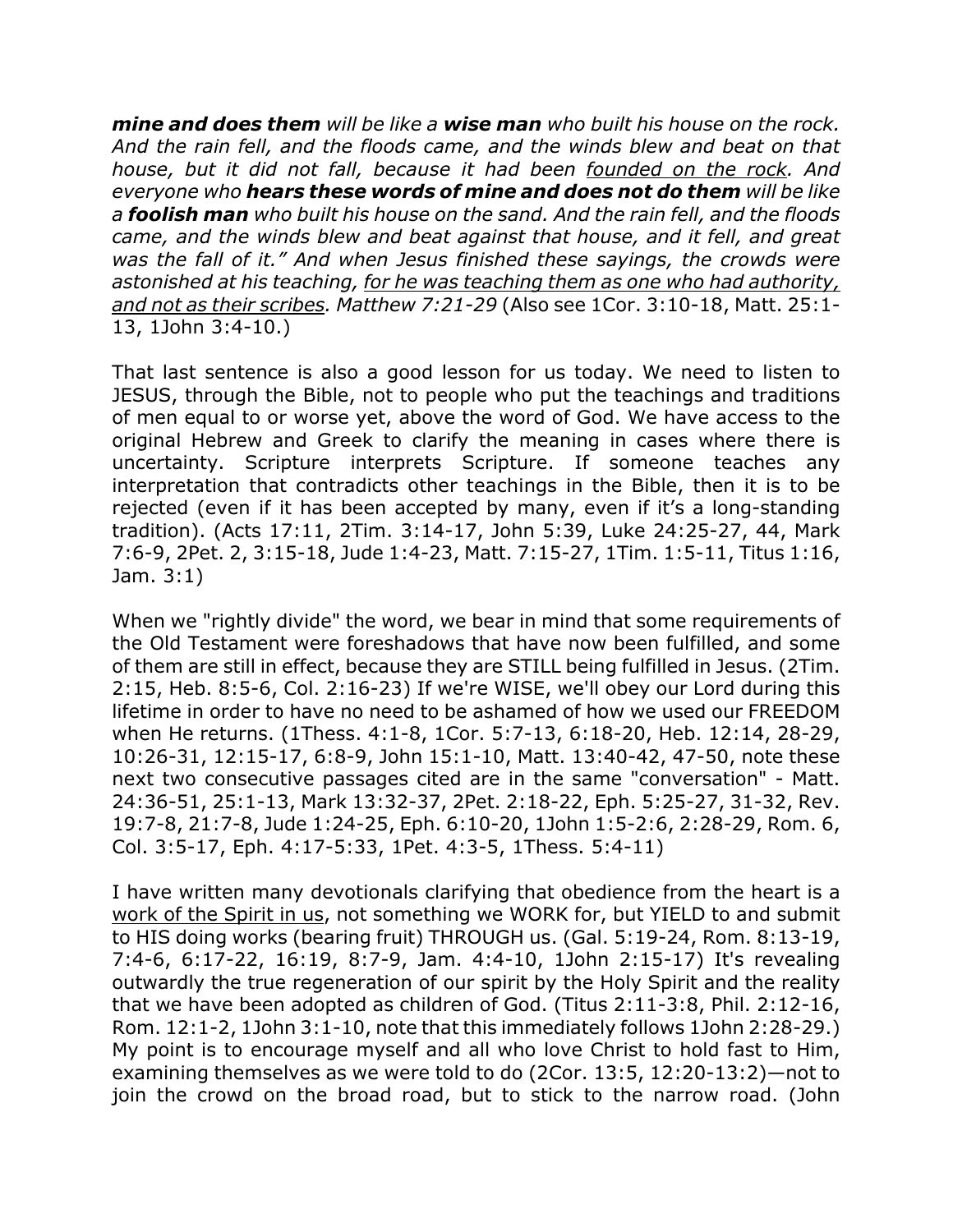***mine and does them*** *will be like a* ***wise man*** *who built his house on the rock. And the rain fell, and the floods came, and the winds blew and beat on that house, but it did not fall, because it had been <u>founded on the rock</u>. And everyone who* ***hears these words of mine and does not do them*** *will be like a* ***foolish man*** *who built his house on the sand. And the rain fell, and the floods came, and the winds blew and beat against that house, and it fell, and great was the fall of it." And when Jesus finished these sayings, the crowds were astonished at his teaching, <u>for he was teaching them as one who had authority, and not as their scribes</u>. Matthew 7:21-29* (Also see 1Cor. 3:10-18, Matt. 25:1-13, 1John 3:4-10.)

That last sentence is also a good lesson for us today. We need to listen to JESUS, through the Bible, not to people who put the teachings and traditions of men equal to or worse yet, above the word of God. We have access to the original Hebrew and Greek to clarify the meaning in cases where there is uncertainty. Scripture interprets Scripture. If someone teaches any interpretation that contradicts other teachings in the Bible, then it is to be rejected (even if it has been accepted by many, even if it's a long-standing tradition). (Acts 17:11, 2Tim. 3:14-17, John 5:39, Luke 24:25-27, 44, Mark 7:6-9, 2Pet. 2, 3:15-18, Jude 1:4-23, Matt. 7:15-27, 1Tim. 1:5-11, Titus 1:16, Jam. 3:1)

When we "rightly divide" the word, we bear in mind that some requirements of the Old Testament were foreshadows that have now been fulfilled, and some of them are still in effect, because they are STILL being fulfilled in Jesus. (2Tim. 2:15, Heb. 8:5-6, Col. 2:16-23) If we're WISE, we'll obey our Lord during this lifetime in order to have no need to be ashamed of how we used our FREEDOM when He returns. (1Thess. 4:1-8, 1Cor. 5:7-13, 6:18-20, Heb. 12:14, 28-29, 10:26-31, 12:15-17, 6:8-9, John 15:1-10, Matt. 13:40-42, 47-50, note these next two consecutive passages cited are in the same "conversation" - Matt. 24:36-51, 25:1-13, Mark 13:32-37, 2Pet. 2:18-22, Eph. 5:25-27, 31-32, Rev. 19:7-8, 21:7-8, Jude 1:24-25, Eph. 6:10-20, 1John 1:5-2:6, 2:28-29, Rom. 6, Col. 3:5-17, Eph. 4:17-5:33, 1Pet. 4:3-5, 1Thess. 5:4-11)

I have written many devotionals clarifying that obedience from the heart is a <u>work of the Spirit in us</u>, not something we WORK for, but YIELD to and submit to HIS doing works (bearing fruit) THROUGH us. (Gal. 5:19-24, Rom. 8:13-19, 7:4-6, 6:17-22, 16:19, 8:7-9, Jam. 4:4-10, 1John 2:15-17) It's revealing outwardly the true regeneration of our spirit by the Holy Spirit and the reality that we have been adopted as children of God. (Titus 2:11-3:8, Phil. 2:12-16, Rom. 12:1-2, 1John 3:1-10, note that this immediately follows 1John 2:28-29.) My point is to encourage myself and all who love Christ to hold fast to Him, examining themselves as we were told to do (2Cor. 13:5, 12:20-13:2)—not to join the crowd on the broad road, but to stick to the narrow road. (John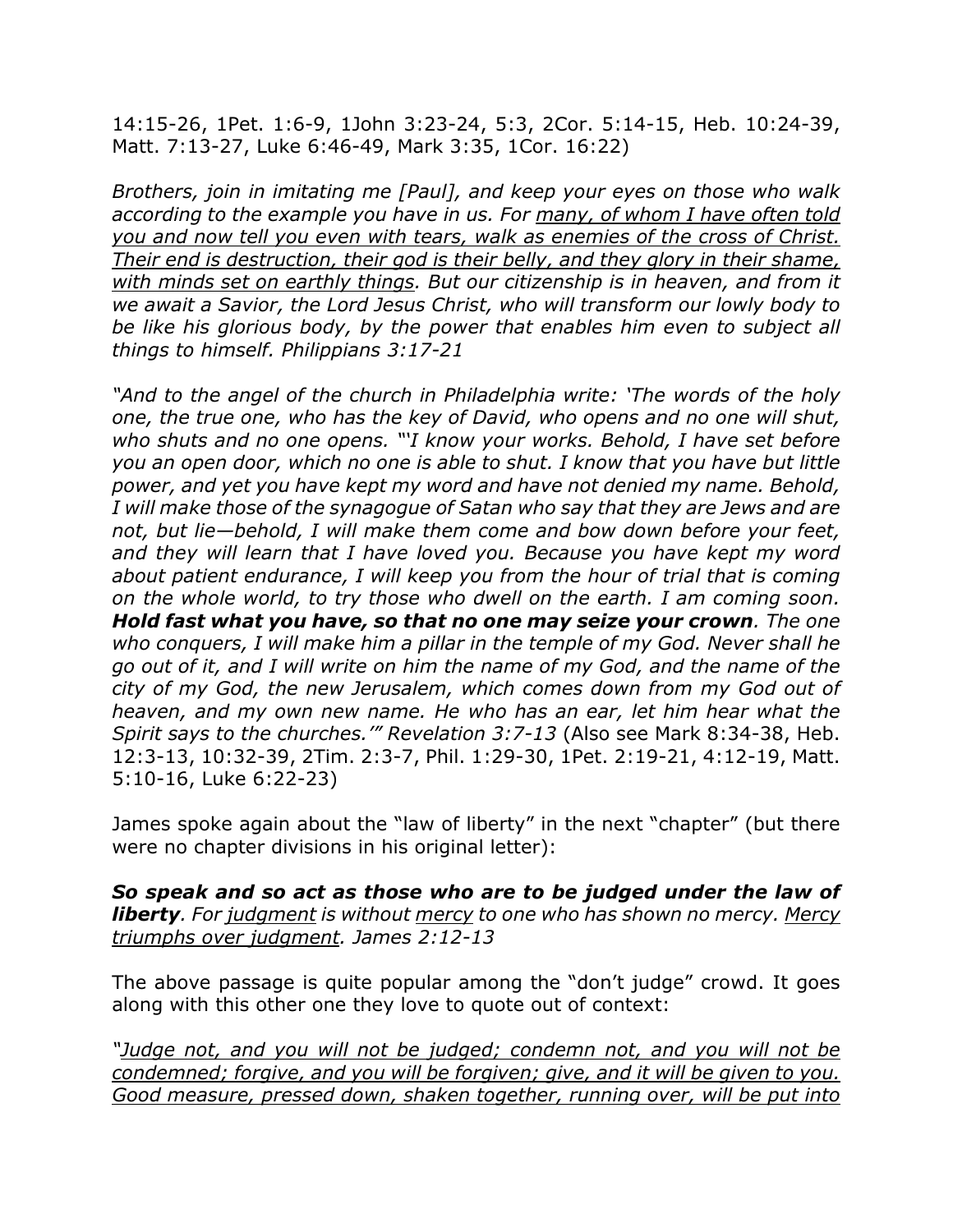14:15-26, 1Pet. 1:6-9, 1John 3:23-24, 5:3, 2Cor. 5:14-15, Heb. 10:24-39, Matt. 7:13-27, Luke 6:46-49, Mark 3:35, 1Cor. 16:22)

*Brothers, join in imitating me [Paul], and keep your eyes on those who walk according to the example you have in us. For <u>many, of whom I have often told you and now tell you even with tears, walk as enemies of the cross of Christ. Their end is destruction, their god is their belly, and they glory in their shame, with minds set on earthly things</u>. But our citizenship is in heaven, and from it we await a Savior, the Lord Jesus Christ, who will transform our lowly body to be like his glorious body, by the power that enables him even to subject all things to himself. Philippians 3:17-21*

*"And to the angel of the church in Philadelphia write: 'The words of the holy one, the true one, who has the key of David, who opens and no one will shut, who shuts and no one opens. "'I know your works. Behold, I have set before you an open door, which no one is able to shut. I know that you have but little power, and yet you have kept my word and have not denied my name. Behold, I will make those of the synagogue of Satan who say that they are Jews and are not, but lie—behold, I will make them come and bow down before your feet, and they will learn that I have loved you. Because you have kept my word about patient endurance, I will keep you from the hour of trial that is coming on the whole world, to try those who dwell on the earth. I am coming soon.* ***Hold fast what you have, so that no one may seize your crown****. The one who conquers, I will make him a pillar in the temple of my God. Never shall he go out of it, and I will write on him the name of my God, and the name of the city of my God, the new Jerusalem, which comes down from my God out of heaven, and my own new name. He who has an ear, let him hear what the Spirit says to the churches.'" Revelation 3:7-13* (Also see Mark 8:34-38, Heb. 12:3-13, 10:32-39, 2Tim. 2:3-7, Phil. 1:29-30, 1Pet. 2:19-21, 4:12-19, Matt. 5:10-16, Luke 6:22-23)

James spoke again about the "law of liberty" in the next "chapter" (but there were no chapter divisions in his original letter):

***So speak and so act as those who are to be judged under the law of liberty****. For <u>judgment</u> is without <u>mercy</u> to one who has shown no mercy. <u>Mercy triumphs over judgment</u>. James 2:12-13*

The above passage is quite popular among the "don't judge" crowd. It goes along with this other one they love to quote out of context:

*"<u>Judge not, and you will not be judged; condemn not, and you will not be condemned; forgive, and you will be forgiven; give, and it will be given to you. Good measure, pressed down, shaken together, running over, will be put into</u>*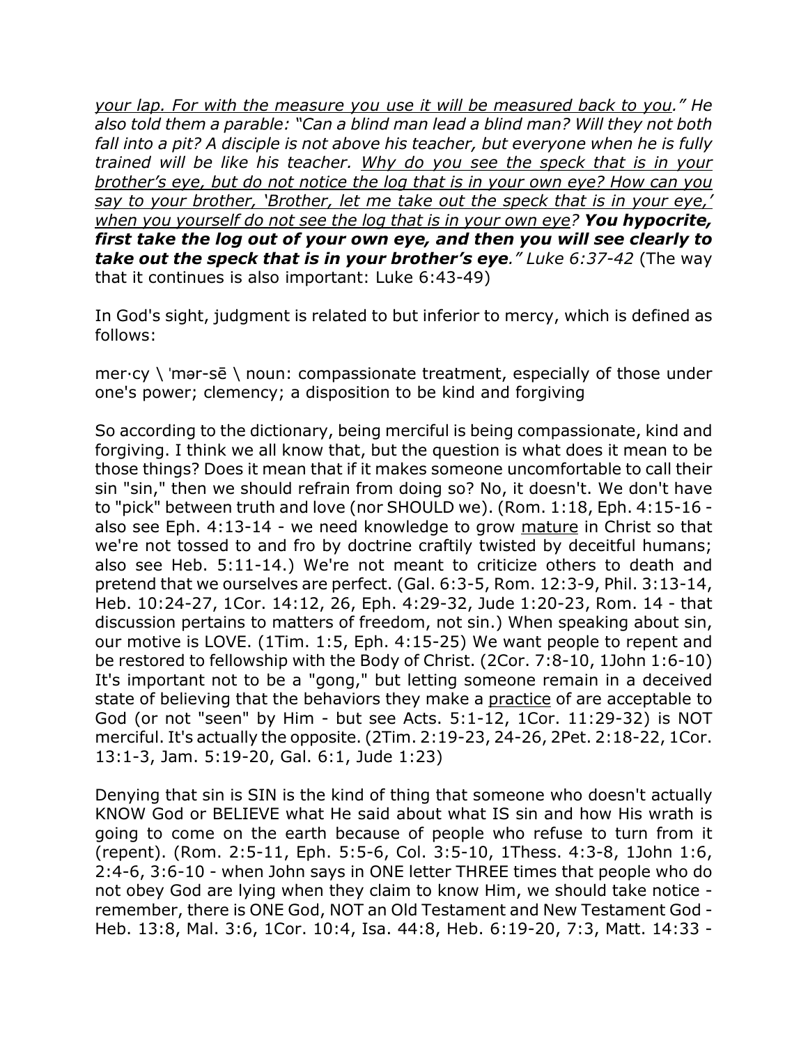*<u>your lap. For with the measure you use it will be measured back to you</u>." He also told them a parable: "Can a blind man lead a blind man? Will they not both fall into a pit? A disciple is not above his teacher, but everyone when he is fully trained will be like his teacher. <u>Why do you see the speck that is in your brother's eye, but do not notice the log that is in your own eye? How can you say to your brother, 'Brother, let me take out the speck that is in your eye,' when you yourself do not see the log that is in your own eye</u>? **You hypocrite, first take the log out of your own eye, and then you will see clearly to take out the speck that is in your brother's eye**." Luke 6:37-42* (The way that it continues is also important: Luke 6:43-49)

In God's sight, judgment is related to but inferior to mercy, which is defined as follows:

mer·cy \ ˈmər-sē \ noun: compassionate treatment, especially of those under one's power; clemency; a disposition to be kind and forgiving

So according to the dictionary, being merciful is being compassionate, kind and forgiving. I think we all know that, but the question is what does it mean to be those things? Does it mean that if it makes someone uncomfortable to call their sin "sin," then we should refrain from doing so? No, it doesn't. We don't have to "pick" between truth and love (nor SHOULD we). (Rom. 1:18, Eph. 4:15-16 - also see Eph. 4:13-14 - we need knowledge to grow <u>mature</u> in Christ so that we're not tossed to and fro by doctrine craftily twisted by deceitful humans; also see Heb. 5:11-14.) We're not meant to criticize others to death and pretend that we ourselves are perfect. (Gal. 6:3-5, Rom. 12:3-9, Phil. 3:13-14, Heb. 10:24-27, 1Cor. 14:12, 26, Eph. 4:29-32, Jude 1:20-23, Rom. 14 - that discussion pertains to matters of freedom, not sin.) When speaking about sin, our motive is LOVE. (1Tim. 1:5, Eph. 4:15-25) We want people to repent and be restored to fellowship with the Body of Christ. (2Cor. 7:8-10, 1John 1:6-10) It's important not to be a "gong," but letting someone remain in a deceived state of believing that the behaviors they make a <u>practice</u> of are acceptable to God (or not "seen" by Him - but see Acts. 5:1-12, 1Cor. 11:29-32) is NOT merciful. It's actually the opposite. (2Tim. 2:19-23, 24-26, 2Pet. 2:18-22, 1Cor. 13:1-3, Jam. 5:19-20, Gal. 6:1, Jude 1:23)

Denying that sin is SIN is the kind of thing that someone who doesn't actually KNOW God or BELIEVE what He said about what IS sin and how His wrath is going to come on the earth because of people who refuse to turn from it (repent). (Rom. 2:5-11, Eph. 5:5-6, Col. 3:5-10, 1Thess. 4:3-8, 1John 1:6, 2:4-6, 3:6-10 - when John says in ONE letter THREE times that people who do not obey God are lying when they claim to know Him, we should take notice - remember, there is ONE God, NOT an Old Testament and New Testament God - Heb. 13:8, Mal. 3:6, 1Cor. 10:4, Isa. 44:8, Heb. 6:19-20, 7:3, Matt. 14:33 -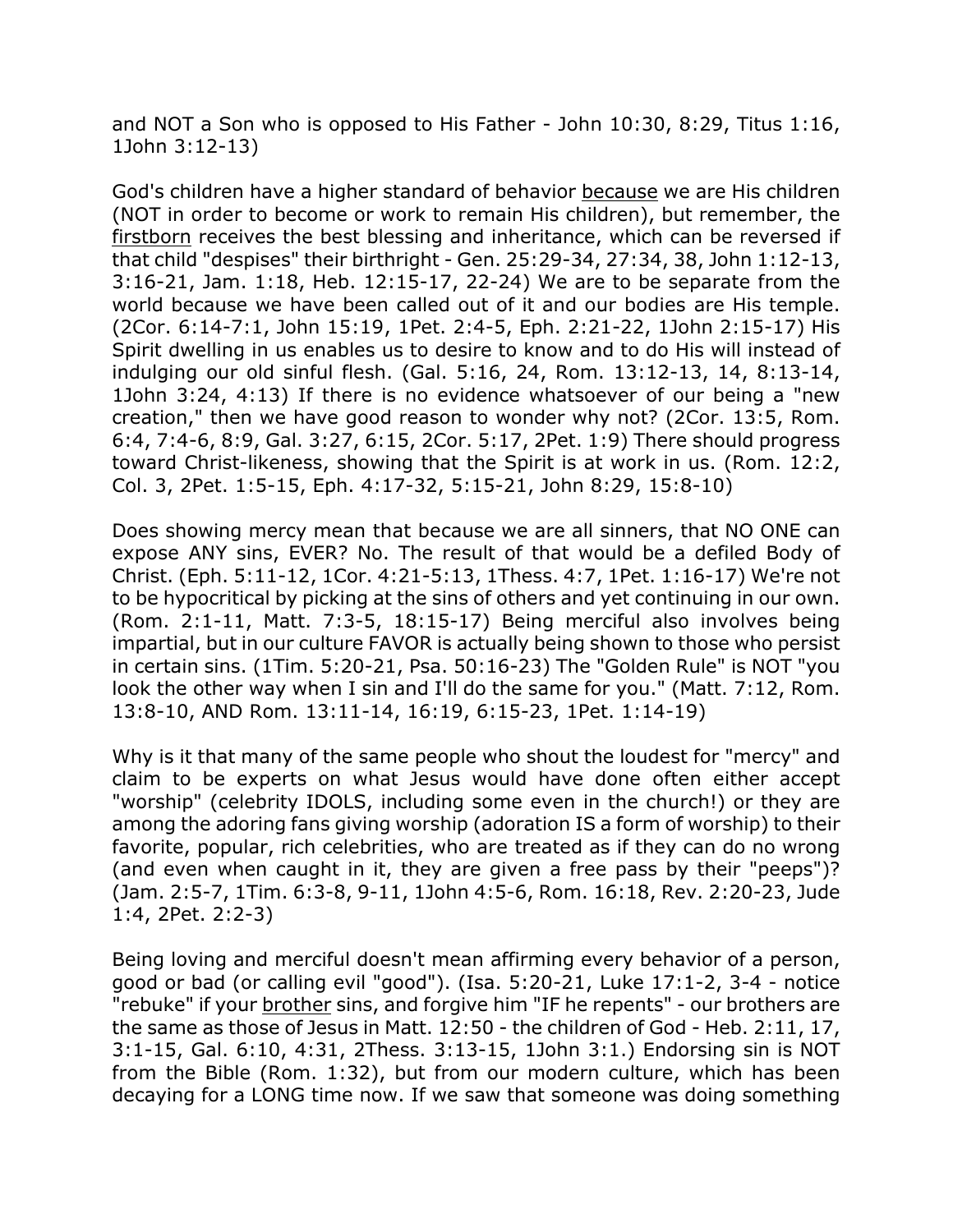and NOT a Son who is opposed to His Father - John 10:30, 8:29, Titus 1:16, 1John 3:12-13)

God's children have a higher standard of behavior <u>because</u> we are His children (NOT in order to become or work to remain His children), but remember, the <u>firstborn</u> receives the best blessing and inheritance, which can be reversed if that child "despises" their birthright - Gen. 25:29-34, 27:34, 38, John 1:12-13, 3:16-21, Jam. 1:18, Heb. 12:15-17, 22-24) We are to be separate from the world because we have been called out of it and our bodies are His temple. (2Cor. 6:14-7:1, John 15:19, 1Pet. 2:4-5, Eph. 2:21-22, 1John 2:15-17) His Spirit dwelling in us enables us to desire to know and to do His will instead of indulging our old sinful flesh. (Gal. 5:16, 24, Rom. 13:12-13, 14, 8:13-14, 1John 3:24, 4:13) If there is no evidence whatsoever of our being a "new creation," then we have good reason to wonder why not? (2Cor. 13:5, Rom. 6:4, 7:4-6, 8:9, Gal. 3:27, 6:15, 2Cor. 5:17, 2Pet. 1:9) There should progress toward Christ-likeness, showing that the Spirit is at work in us. (Rom. 12:2, Col. 3, 2Pet. 1:5-15, Eph. 4:17-32, 5:15-21, John 8:29, 15:8-10)

Does showing mercy mean that because we are all sinners, that NO ONE can expose ANY sins, EVER? No. The result of that would be a defiled Body of Christ. (Eph. 5:11-12, 1Cor. 4:21-5:13, 1Thess. 4:7, 1Pet. 1:16-17) We're not to be hypocritical by picking at the sins of others and yet continuing in our own. (Rom. 2:1-11, Matt. 7:3-5, 18:15-17) Being merciful also involves being impartial, but in our culture FAVOR is actually being shown to those who persist in certain sins. (1Tim. 5:20-21, Psa. 50:16-23) The "Golden Rule" is NOT "you look the other way when I sin and I'll do the same for you." (Matt. 7:12, Rom. 13:8-10, AND Rom. 13:11-14, 16:19, 6:15-23, 1Pet. 1:14-19)

Why is it that many of the same people who shout the loudest for "mercy" and claim to be experts on what Jesus would have done often either accept "worship" (celebrity IDOLS, including some even in the church!) or they are among the adoring fans giving worship (adoration IS a form of worship) to their favorite, popular, rich celebrities, who are treated as if they can do no wrong (and even when caught in it, they are given a free pass by their "peeps")? (Jam. 2:5-7, 1Tim. 6:3-8, 9-11, 1John 4:5-6, Rom. 16:18, Rev. 2:20-23, Jude 1:4, 2Pet. 2:2-3)

Being loving and merciful doesn't mean affirming every behavior of a person, good or bad (or calling evil "good"). (Isa. 5:20-21, Luke 17:1-2, 3-4 - notice "rebuke" if your <u>brother</u> sins, and forgive him "IF he repents" - our brothers are the same as those of Jesus in Matt. 12:50 - the children of God - Heb. 2:11, 17, 3:1-15, Gal. 6:10, 4:31, 2Thess. 3:13-15, 1John 3:1.) Endorsing sin is NOT from the Bible (Rom. 1:32), but from our modern culture, which has been decaying for a LONG time now. If we saw that someone was doing something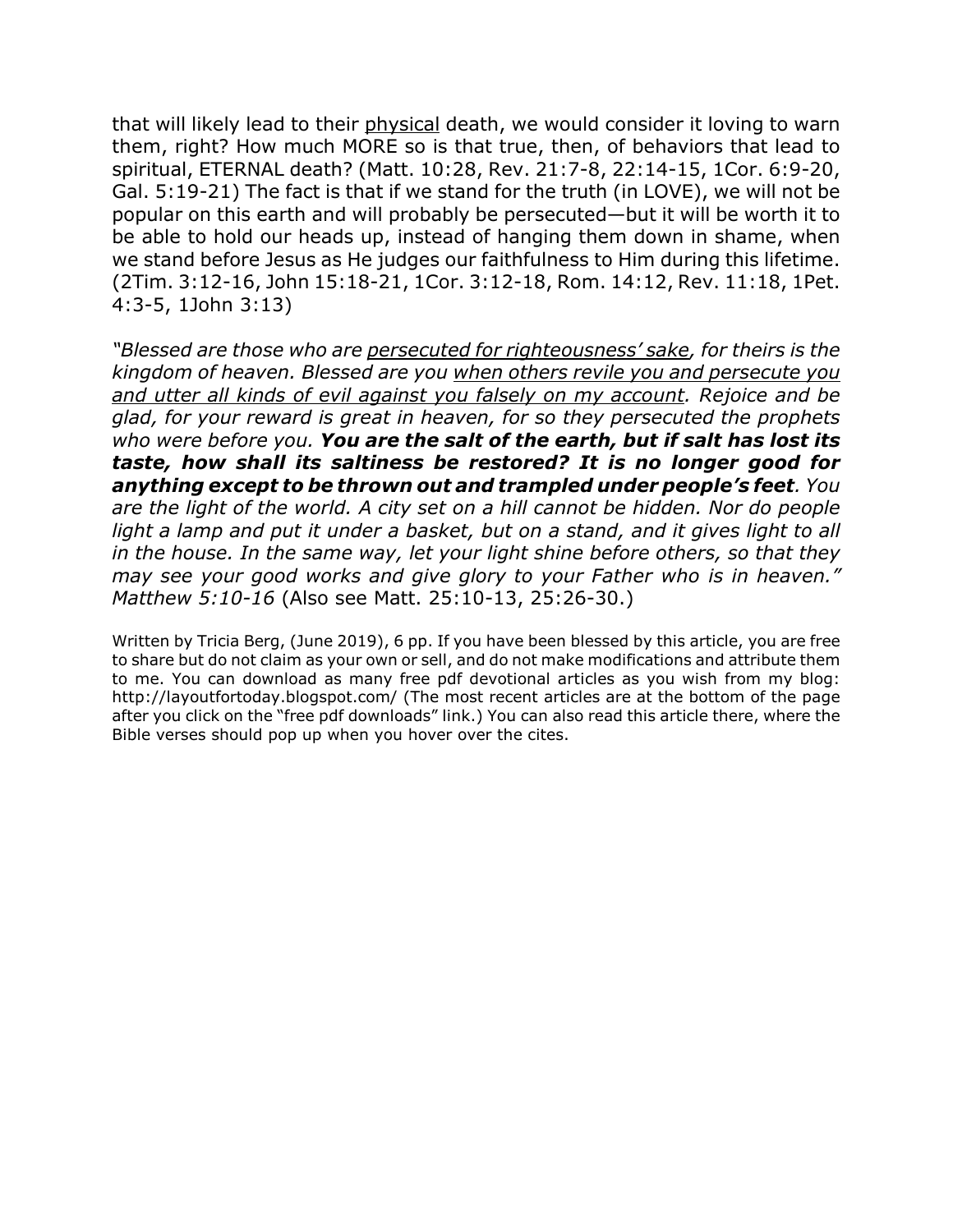that will likely lead to their <u>physical</u> death, we would consider it loving to warn them, right? How much MORE so is that true, then, of behaviors that lead to spiritual, ETERNAL death? (Matt. 10:28, Rev. 21:7-8, 22:14-15, 1Cor. 6:9-20, Gal. 5:19-21) The fact is that if we stand for the truth (in LOVE), we will not be popular on this earth and will probably be persecuted—but it will be worth it to be able to hold our heads up, instead of hanging them down in shame, when we stand before Jesus as He judges our faithfulness to Him during this lifetime. (2Tim. 3:12-16, John 15:18-21, 1Cor. 3:12-18, Rom. 14:12, Rev. 11:18, 1Pet. 4:3-5, 1John 3:13)

*"Blessed are those who are <u>persecuted for righteousness' sake</u>, for theirs is the kingdom of heaven. Blessed are you <u>when others revile you and persecute you and utter all kinds of evil against you falsely on my account</u>. Rejoice and be glad, for your reward is great in heaven, for so they persecuted the prophets who were before you.* ***You are the salt of the earth, but if salt has lost its taste, how shall its saltiness be restored? It is no longer good for anything except to be thrown out and trampled under people's feet****. You are the light of the world. A city set on a hill cannot be hidden. Nor do people light a lamp and put it under a basket, but on a stand, and it gives light to all in the house. In the same way, let your light shine before others, so that they may see your good works and give glory to your Father who is in heaven." Matthew 5:10-16* (Also see Matt. 25:10-13, 25:26-30.)

Written by Tricia Berg, (June 2019), 6 pp. If you have been blessed by this article, you are free to share but do not claim as your own or sell, and do not make modifications and attribute them to me. You can download as many free pdf devotional articles as you wish from my blog: http://layoutfortoday.blogspot.com/ (The most recent articles are at the bottom of the page after you click on the "free pdf downloads" link.) You can also read this article there, where the Bible verses should pop up when you hover over the cites.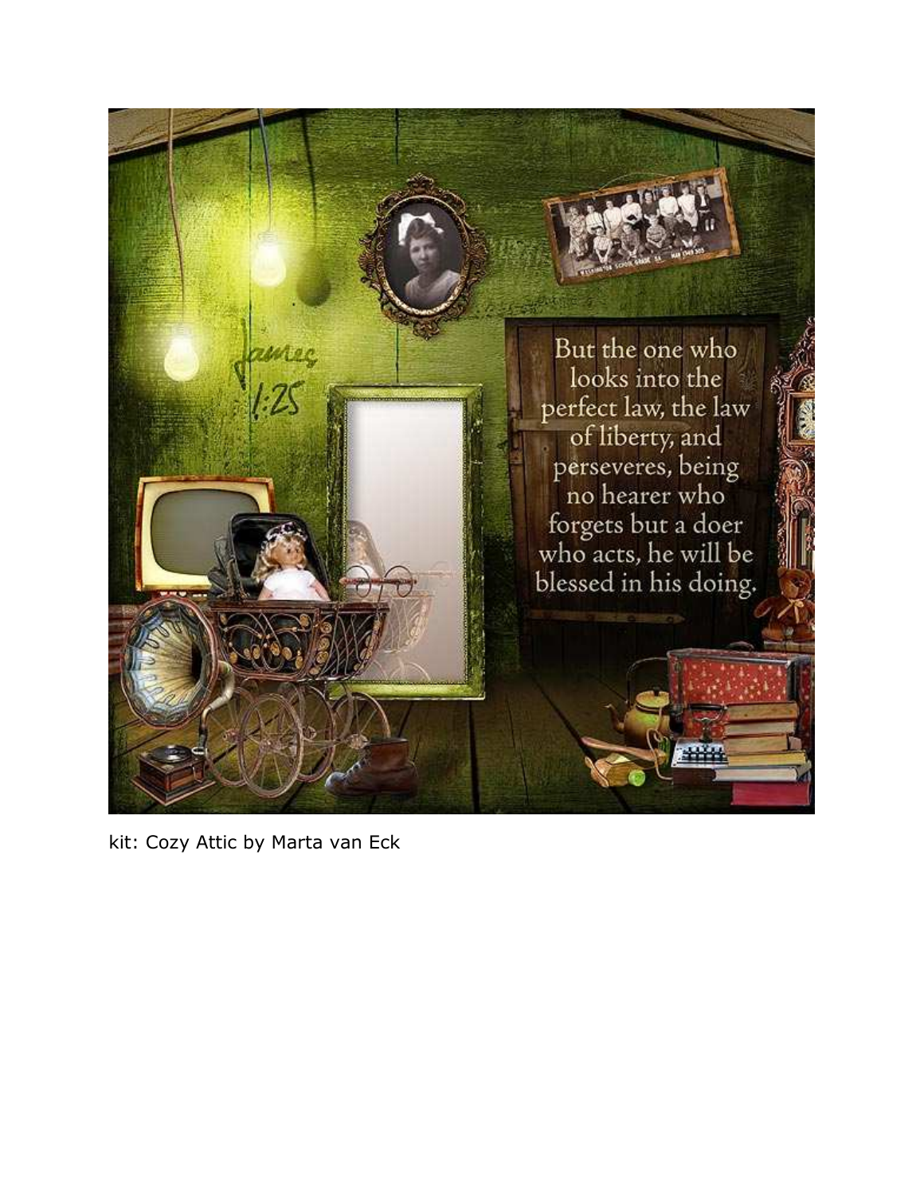James 1:25

But the one who looks into the perfect law, the law of liberty, and perseveres, being no hearer who forgets but a doer who acts, he will be blessed in his doing.

kit: Cozy Attic by Marta van Eck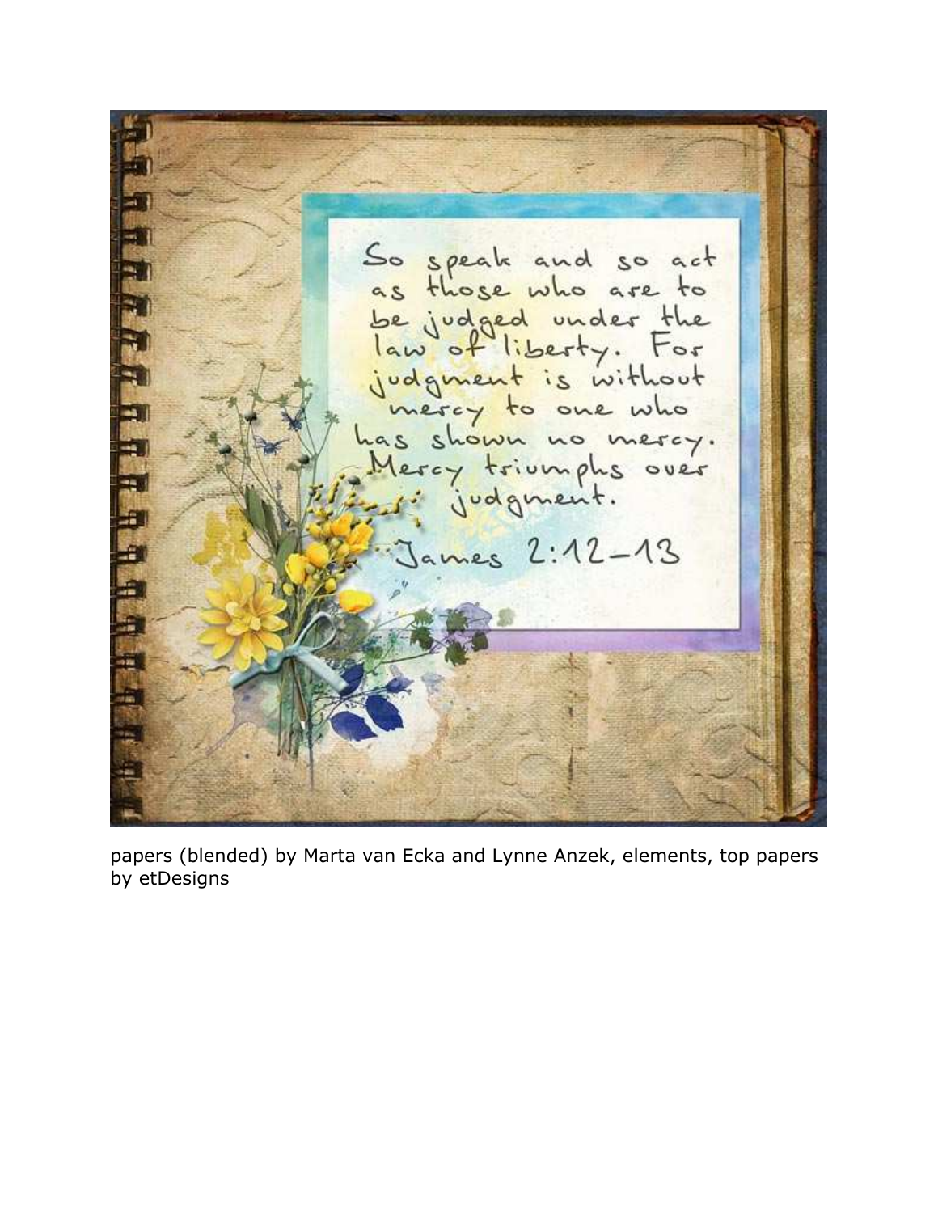So speak and so act as those who are to be judged under the law of liberty. For judgment is without mercy to one who has shown no mercy. Mercy triumphs over judgment.

James 2:12–13

papers (blended) by Marta van Ecka and Lynne Anzek, elements, top papers by etDesigns